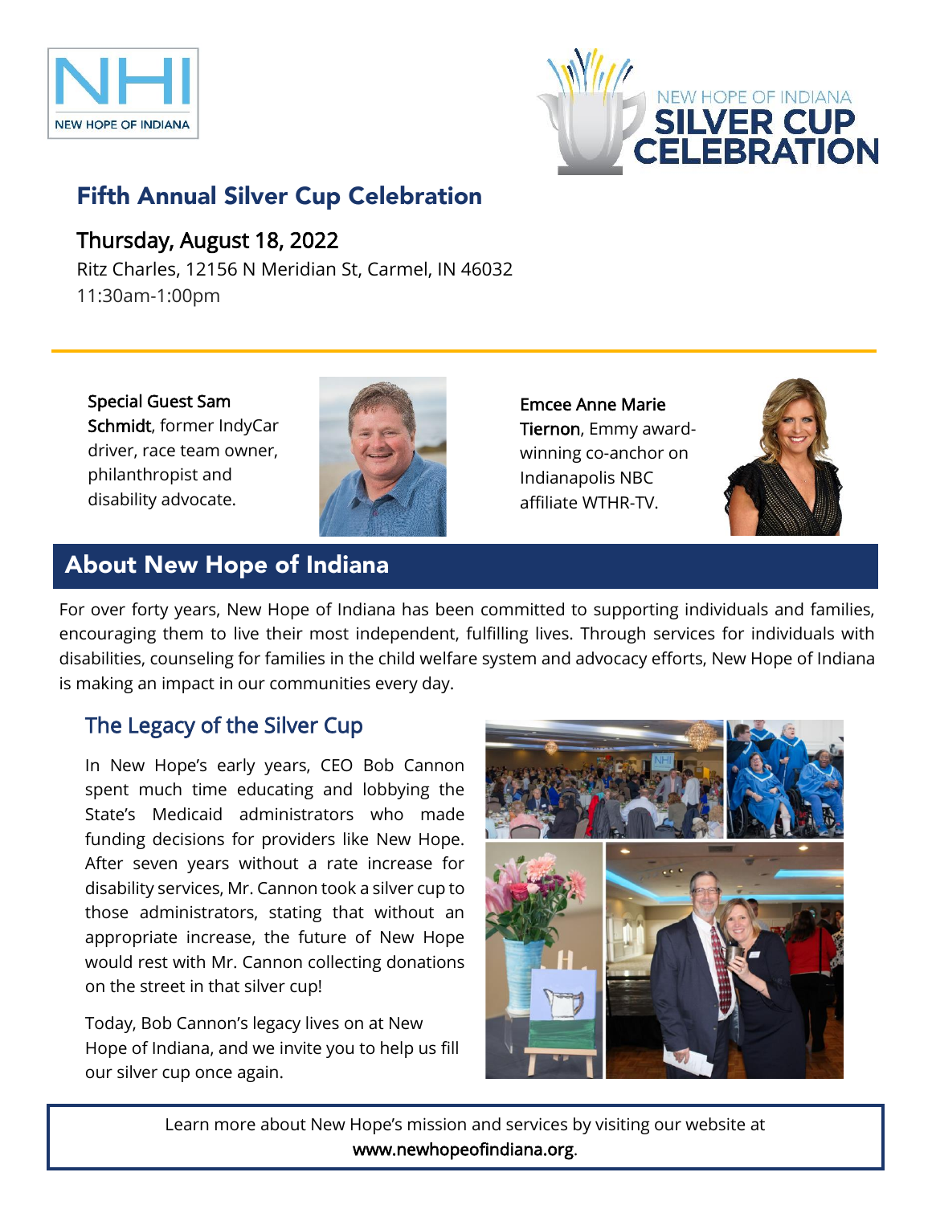NHI
NEW HOPE OF INDIANA

NEW HOPE OF INDIANA
SILVER CUP
CELEBRATION

## Fifth Annual Silver Cup Celebration

### Thursday, August 18, 2022

Ritz Charles, 12156 N Meridian St, Carmel, IN 46032
11:30am-1:00pm

**Special Guest Sam Schmidt**, former IndyCar driver, race team owner, philanthropist and disability advocate.

**Emcee Anne Marie Tiernon**, Emmy award-winning co-anchor on Indianapolis NBC affiliate WTHR-TV.

## About New Hope of Indiana

For over forty years, New Hope of Indiana has been committed to supporting individuals and families, encouraging them to live their most independent, fulfilling lives. Through services for individuals with disabilities, counseling for families in the child welfare system and advocacy efforts, New Hope of Indiana is making an impact in our communities every day.

### The Legacy of the Silver Cup

In New Hope's early years, CEO Bob Cannon spent much time educating and lobbying the State's Medicaid administrators who made funding decisions for providers like New Hope. After seven years without a rate increase for disability services, Mr. Cannon took a silver cup to those administrators, stating that without an appropriate increase, the future of New Hope would rest with Mr. Cannon collecting donations on the street in that silver cup!

Today, Bob Cannon's legacy lives on at New Hope of Indiana, and we invite you to help us fill our silver cup once again.

Learn more about New Hope's mission and services by visiting our website at **www.newhopeofindiana.org**.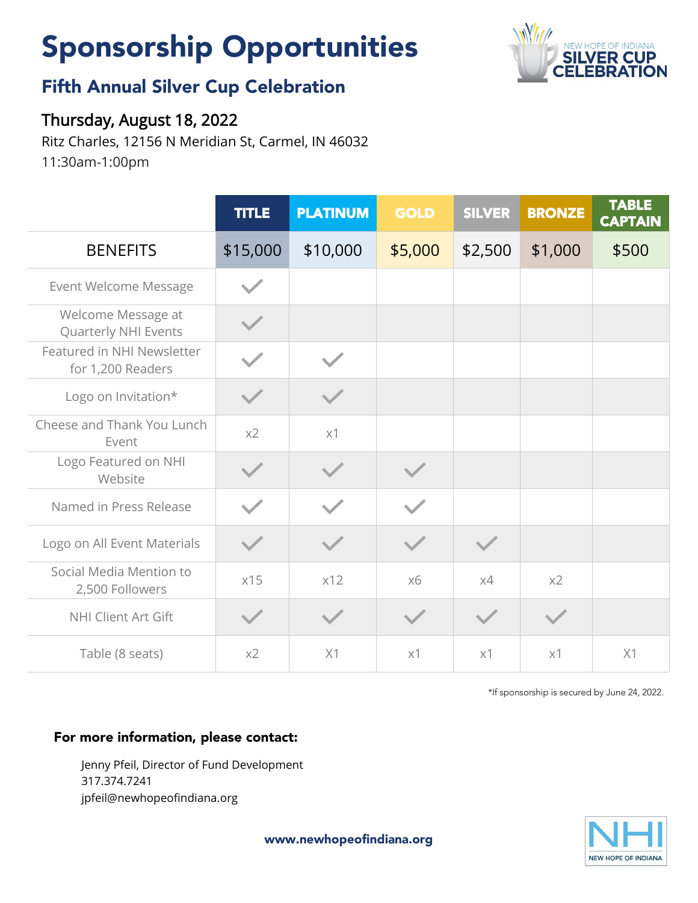# Sponsorship Opportunities

## Fifth Annual Silver Cup Celebration

NEW HOPE OF INDIANA SILVER CUP CELEBRATION

### Thursday, August 18, 2022

Ritz Charles, 12156 N Meridian St, Carmel, IN 46032
11:30am-1:00pm

| | TITLE | PLATINUM | GOLD | SILVER | BRONZE | TABLE CAPTAIN |
|---|---|---|---|---|---|---|
| BENEFITS | $15,000 | $10,000 | $5,000 | $2,500 | $1,000 | $500 |
| Event Welcome Message | ✓ | | | | | |
| Welcome Message at Quarterly NHI Events | ✓ | | | | | |
| Featured in NHI Newsletter for 1,200 Readers | ✓ | ✓ | | | | |
| Logo on Invitation* | ✓ | ✓ | | | | |
| Cheese and Thank You Lunch Event | x2 | x1 | | | | |
| Logo Featured on NHI Website | ✓ | ✓ | ✓ | | | |
| Named in Press Release | ✓ | ✓ | ✓ | | | |
| Logo on All Event Materials | ✓ | ✓ | ✓ | ✓ | | |
| Social Media Mention to 2,500 Followers | x15 | x12 | x6 | x4 | x2 | |
| NHI Client Art Gift | ✓ | ✓ | ✓ | ✓ | ✓ | |
| Table (8 seats) | x2 | X1 | x1 | x1 | x1 | X1 |

*If sponsorship is secured by June 24, 2022.

**For more information, please contact:**

Jenny Pfeil, Director of Fund Development
317.374.7241
jpfeil@newhopeofindiana.org

**www.newhopeofindiana.org**

NHI NEW HOPE OF INDIANA